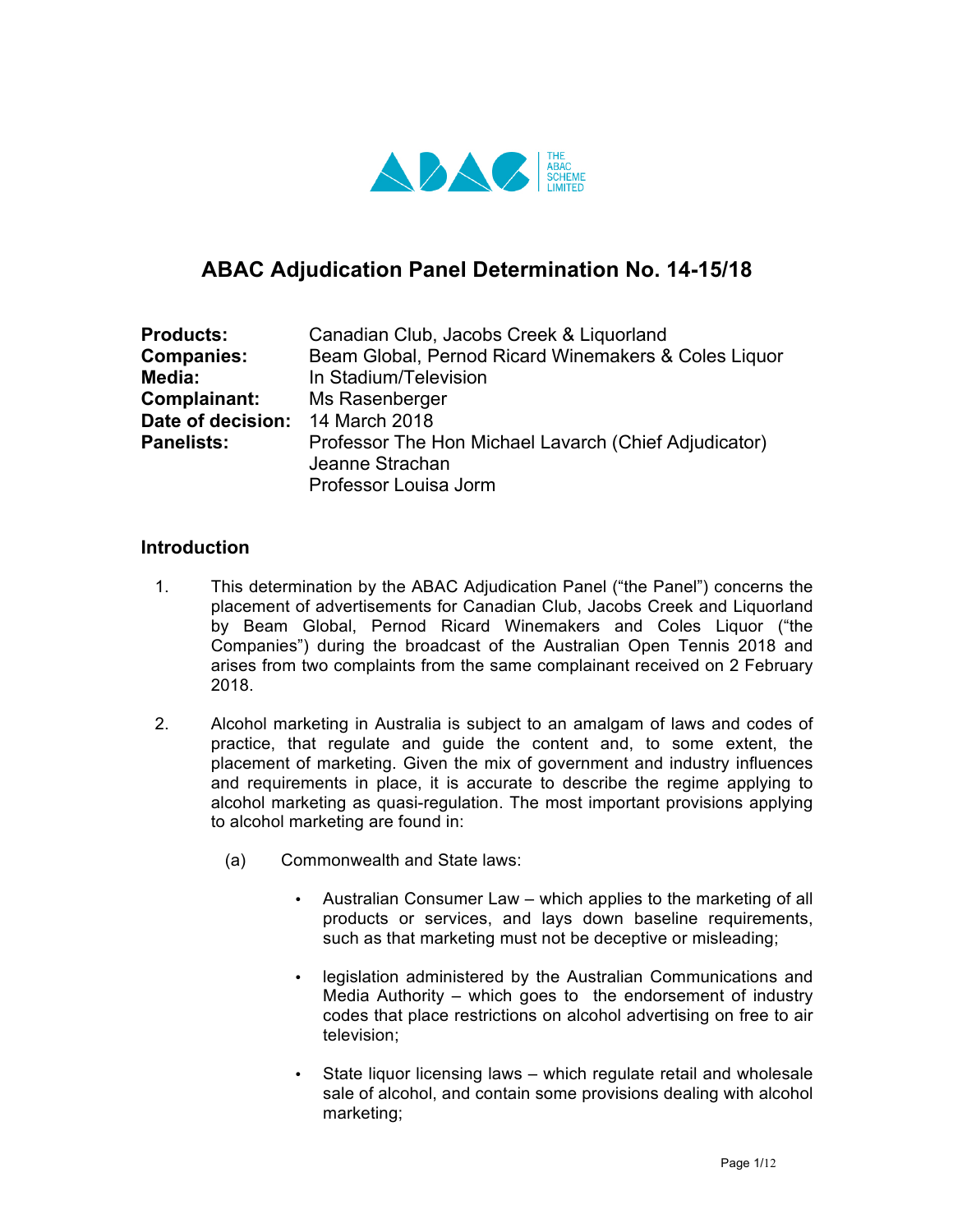# ABAC Adjudication Panel Determination No. 14-15/18

| | |
|---|---|
| **Products:** | Canadian Club, Jacobs Creek & Liquorland |
| **Companies:** | Beam Global, Pernod Ricard Winemakers & Coles Liquor |
| **Media:** | In Stadium/Television |
| **Complainant:** | Ms Rasenberger |
| **Date of decision:** | 14 March 2018 |
| **Panelists:** | Professor The Hon Michael Lavarch (Chief Adjudicator)<br>Jeanne Strachan<br>Professor Louisa Jorm |

## Introduction

1. This determination by the ABAC Adjudication Panel ("the Panel") concerns the placement of advertisements for Canadian Club, Jacobs Creek and Liquorland by Beam Global, Pernod Ricard Winemakers and Coles Liquor ("the Companies") during the broadcast of the Australian Open Tennis 2018 and arises from two complaints from the same complainant received on 2 February 2018.

2. Alcohol marketing in Australia is subject to an amalgam of laws and codes of practice, that regulate and guide the content and, to some extent, the placement of marketing. Given the mix of government and industry influences and requirements in place, it is accurate to describe the regime applying to alcohol marketing as quasi-regulation. The most important provisions applying to alcohol marketing are found in:

    (a) Commonwealth and State laws:

    - Australian Consumer Law – which applies to the marketing of all products or services, and lays down baseline requirements, such as that marketing must not be deceptive or misleading;
    - legislation administered by the Australian Communications and Media Authority – which goes to the endorsement of industry codes that place restrictions on alcohol advertising on free to air television;
    - State liquor licensing laws – which regulate retail and wholesale sale of alcohol, and contain some provisions dealing with alcohol marketing;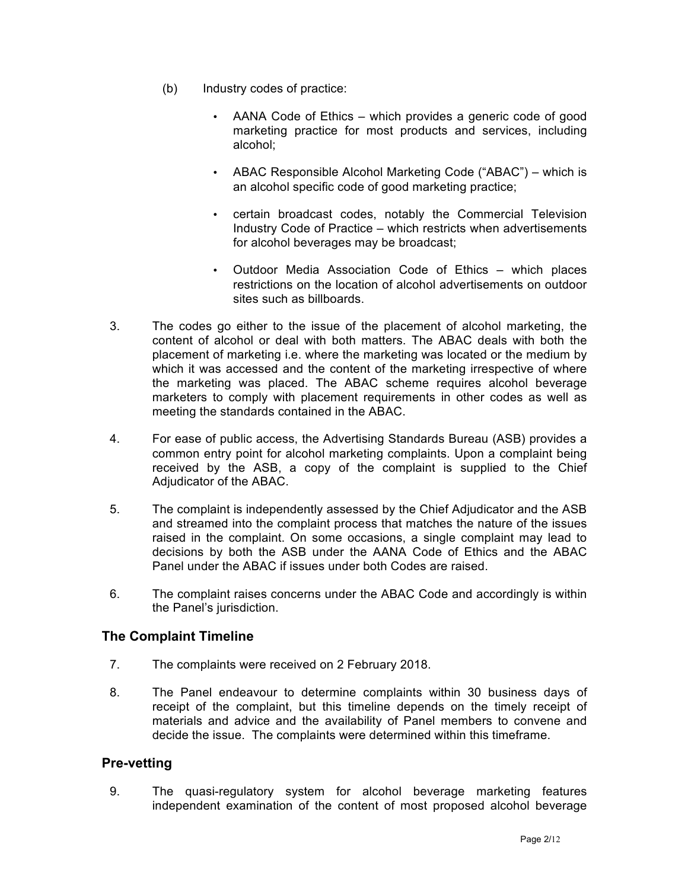(b) Industry codes of practice:

- AANA Code of Ethics – which provides a generic code of good marketing practice for most products and services, including alcohol;
- ABAC Responsible Alcohol Marketing Code ("ABAC") – which is an alcohol specific code of good marketing practice;
- certain broadcast codes, notably the Commercial Television Industry Code of Practice – which restricts when advertisements for alcohol beverages may be broadcast;
- Outdoor Media Association Code of Ethics – which places restrictions on the location of alcohol advertisements on outdoor sites such as billboards.

3. The codes go either to the issue of the placement of alcohol marketing, the content of alcohol or deal with both matters. The ABAC deals with both the placement of marketing i.e. where the marketing was located or the medium by which it was accessed and the content of the marketing irrespective of where the marketing was placed. The ABAC scheme requires alcohol beverage marketers to comply with placement requirements in other codes as well as meeting the standards contained in the ABAC.

4. For ease of public access, the Advertising Standards Bureau (ASB) provides a common entry point for alcohol marketing complaints. Upon a complaint being received by the ASB, a copy of the complaint is supplied to the Chief Adjudicator of the ABAC.

5. The complaint is independently assessed by the Chief Adjudicator and the ASB and streamed into the complaint process that matches the nature of the issues raised in the complaint. On some occasions, a single complaint may lead to decisions by both the ASB under the AANA Code of Ethics and the ABAC Panel under the ABAC if issues under both Codes are raised.

6. The complaint raises concerns under the ABAC Code and accordingly is within the Panel's jurisdiction.

## The Complaint Timeline

7. The complaints were received on 2 February 2018.

8. The Panel endeavour to determine complaints within 30 business days of receipt of the complaint, but this timeline depends on the timely receipt of materials and advice and the availability of Panel members to convene and decide the issue. The complaints were determined within this timeframe.

## Pre-vetting

9. The quasi-regulatory system for alcohol beverage marketing features independent examination of the content of most proposed alcohol beverage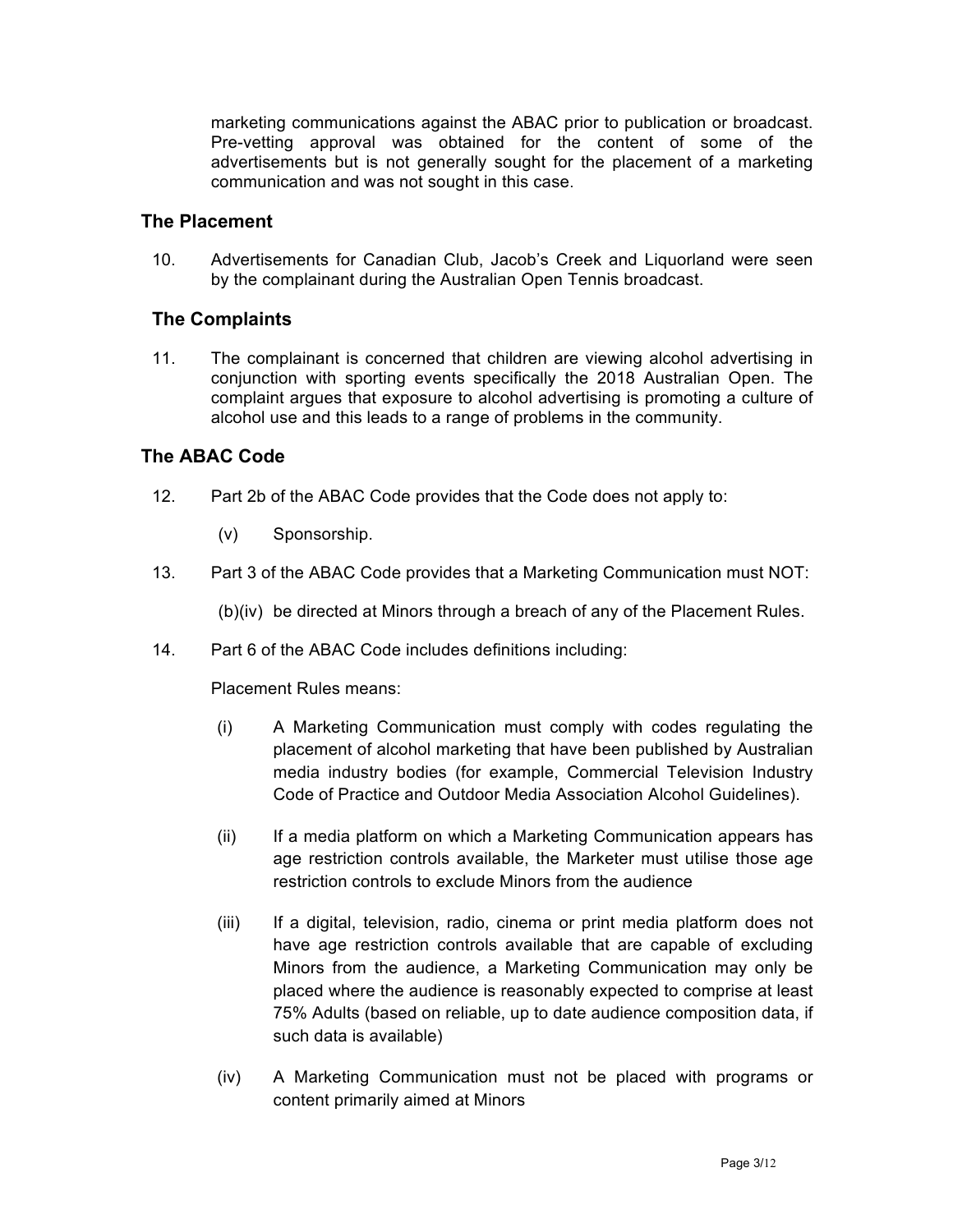marketing communications against the ABAC prior to publication or broadcast. Pre-vetting approval was obtained for the content of some of the advertisements but is not generally sought for the placement of a marketing communication and was not sought in this case.

## The Placement

10. Advertisements for Canadian Club, Jacob's Creek and Liquorland were seen by the complainant during the Australian Open Tennis broadcast.

## The Complaints

11. The complainant is concerned that children are viewing alcohol advertising in conjunction with sporting events specifically the 2018 Australian Open. The complaint argues that exposure to alcohol advertising is promoting a culture of alcohol use and this leads to a range of problems in the community.

## The ABAC Code

12. Part 2b of the ABAC Code provides that the Code does not apply to:

    (v) Sponsorship.

13. Part 3 of the ABAC Code provides that a Marketing Communication must NOT:

    (b)(iv) be directed at Minors through a breach of any of the Placement Rules.

14. Part 6 of the ABAC Code includes definitions including:

    Placement Rules means:

    (i) A Marketing Communication must comply with codes regulating the placement of alcohol marketing that have been published by Australian media industry bodies (for example, Commercial Television Industry Code of Practice and Outdoor Media Association Alcohol Guidelines).

    (ii) If a media platform on which a Marketing Communication appears has age restriction controls available, the Marketer must utilise those age restriction controls to exclude Minors from the audience

    (iii) If a digital, television, radio, cinema or print media platform does not have age restriction controls available that are capable of excluding Minors from the audience, a Marketing Communication may only be placed where the audience is reasonably expected to comprise at least 75% Adults (based on reliable, up to date audience composition data, if such data is available)

    (iv) A Marketing Communication must not be placed with programs or content primarily aimed at Minors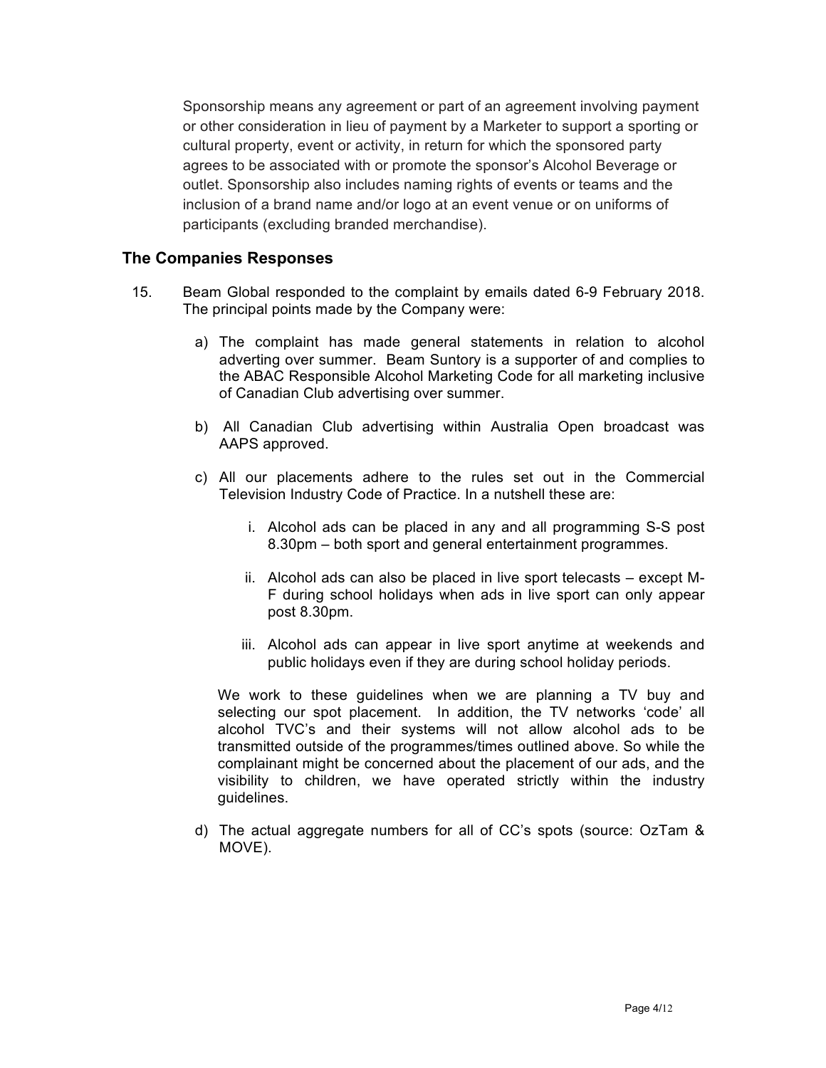Sponsorship means any agreement or part of an agreement involving payment or other consideration in lieu of payment by a Marketer to support a sporting or cultural property, event or activity, in return for which the sponsored party agrees to be associated with or promote the sponsor's Alcohol Beverage or outlet. Sponsorship also includes naming rights of events or teams and the inclusion of a brand name and/or logo at an event venue or on uniforms of participants (excluding branded merchandise).

## The Companies Responses

15. Beam Global responded to the complaint by emails dated 6-9 February 2018. The principal points made by the Company were:

    a) The complaint has made general statements in relation to alcohol adverting over summer. Beam Suntory is a supporter of and complies to the ABAC Responsible Alcohol Marketing Code for all marketing inclusive of Canadian Club advertising over summer.

    b) All Canadian Club advertising within Australia Open broadcast was AAPS approved.

    c) All our placements adhere to the rules set out in the Commercial Television Industry Code of Practice. In a nutshell these are:

        i. Alcohol ads can be placed in any and all programming S-S post 8.30pm – both sport and general entertainment programmes.

        ii. Alcohol ads can also be placed in live sport telecasts – except M-F during school holidays when ads in live sport can only appear post 8.30pm.

        iii. Alcohol ads can appear in live sport anytime at weekends and public holidays even if they are during school holiday periods.

    We work to these guidelines when we are planning a TV buy and selecting our spot placement. In addition, the TV networks 'code' all alcohol TVC's and their systems will not allow alcohol ads to be transmitted outside of the programmes/times outlined above. So while the complainant might be concerned about the placement of our ads, and the visibility to children, we have operated strictly within the industry guidelines.

    d) The actual aggregate numbers for all of CC's spots (source: OzTam & MOVE).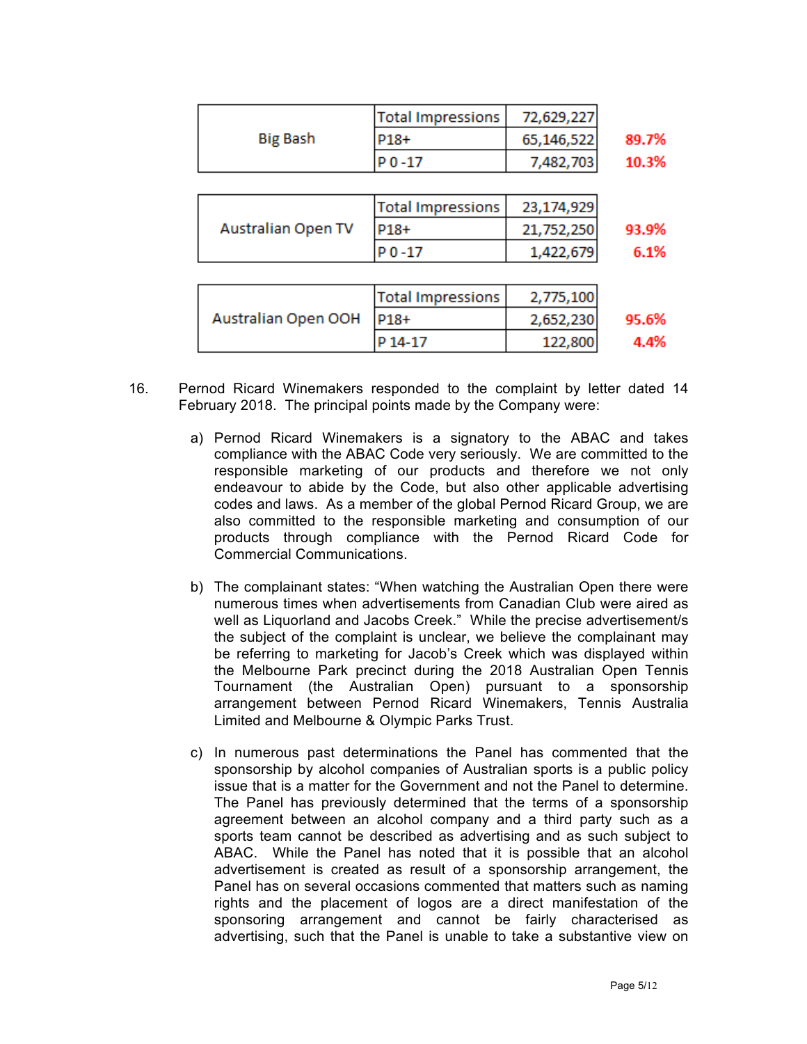| Big Bash | Total Impressions | 72,629,227 | |
|---|---|---|---|
| | P18+ | 65,146,522 | 89.7% |
| | P 0 -17 | 7,482,703 | 10.3% |

| Australian Open TV | Total Impressions | 23,174,929 | |
|---|---|---|---|
| | P18+ | 21,752,250 | 93.9% |
| | P 0 -17 | 1,422,679 | 6.1% |

| Australian Open OOH | Total Impressions | 2,775,100 | |
|---|---|---|---|
| | P18+ | 2,652,230 | 95.6% |
| | P 14-17 | 122,800 | 4.4% |

16. Pernod Ricard Winemakers responded to the complaint by letter dated 14 February 2018. The principal points made by the Company were:

    a) Pernod Ricard Winemakers is a signatory to the ABAC and takes compliance with the ABAC Code very seriously. We are committed to the responsible marketing of our products and therefore we not only endeavour to abide by the Code, but also other applicable advertising codes and laws. As a member of the global Pernod Ricard Group, we are also committed to the responsible marketing and consumption of our products through compliance with the Pernod Ricard Code for Commercial Communications.

    b) The complainant states: "When watching the Australian Open there were numerous times when advertisements from Canadian Club were aired as well as Liquorland and Jacobs Creek." While the precise advertisement/s the subject of the complaint is unclear, we believe the complainant may be referring to marketing for Jacob's Creek which was displayed within the Melbourne Park precinct during the 2018 Australian Open Tennis Tournament (the Australian Open) pursuant to a sponsorship arrangement between Pernod Ricard Winemakers, Tennis Australia Limited and Melbourne & Olympic Parks Trust.

    c) In numerous past determinations the Panel has commented that the sponsorship by alcohol companies of Australian sports is a public policy issue that is a matter for the Government and not the Panel to determine. The Panel has previously determined that the terms of a sponsorship agreement between an alcohol company and a third party such as a sports team cannot be described as advertising and as such subject to ABAC. While the Panel has noted that it is possible that an alcohol advertisement is created as result of a sponsorship arrangement, the Panel has on several occasions commented that matters such as naming rights and the placement of logos are a direct manifestation of the sponsoring arrangement and cannot be fairly characterised as advertising, such that the Panel is unable to take a substantive view on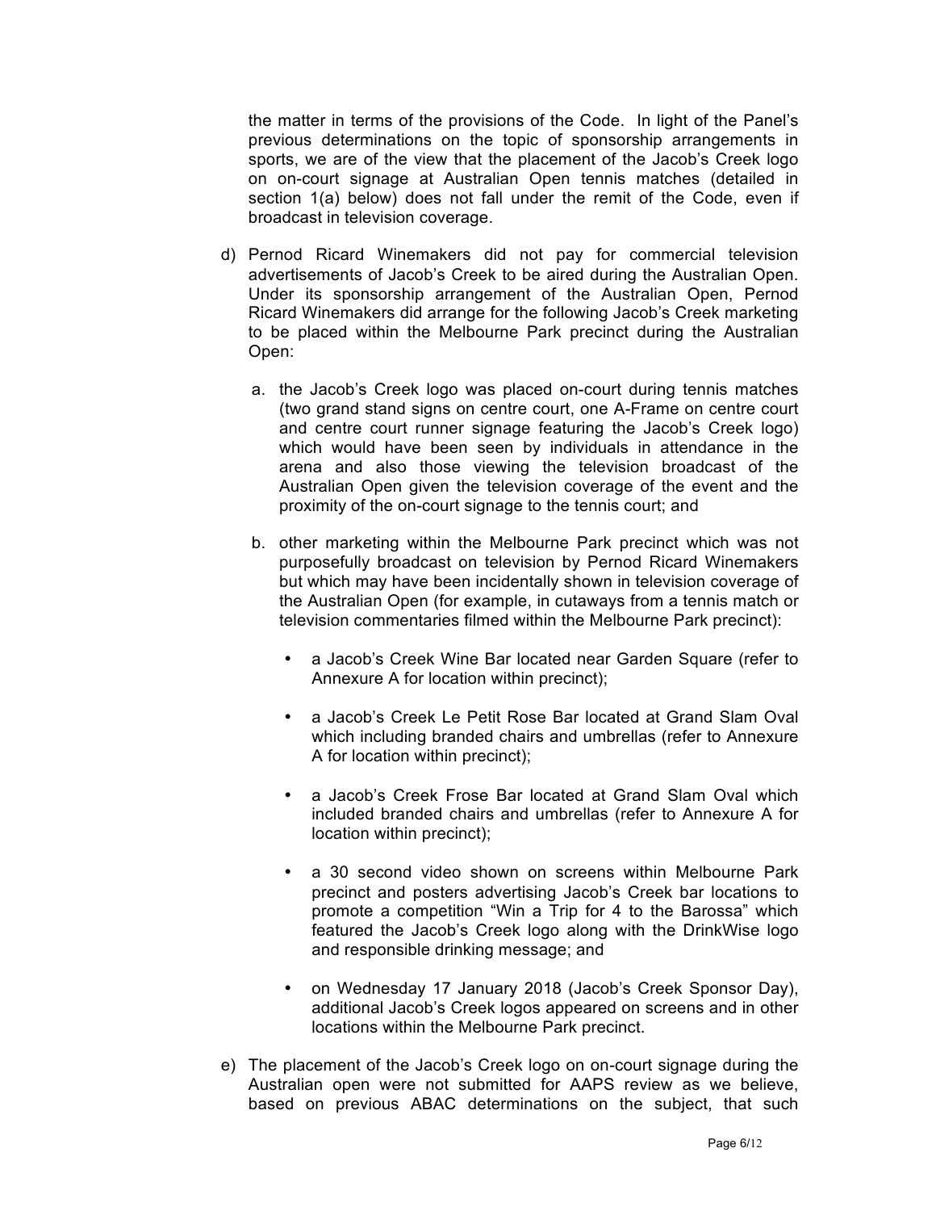the matter in terms of the provisions of the Code. In light of the Panel's previous determinations on the topic of sponsorship arrangements in sports, we are of the view that the placement of the Jacob's Creek logo on on-court signage at Australian Open tennis matches (detailed in section 1(a) below) does not fall under the remit of the Code, even if broadcast in television coverage.

d) Pernod Ricard Winemakers did not pay for commercial television advertisements of Jacob's Creek to be aired during the Australian Open. Under its sponsorship arrangement of the Australian Open, Pernod Ricard Winemakers did arrange for the following Jacob's Creek marketing to be placed within the Melbourne Park precinct during the Australian Open:

   a. the Jacob's Creek logo was placed on-court during tennis matches (two grand stand signs on centre court, one A-Frame on centre court and centre court runner signage featuring the Jacob's Creek logo) which would have been seen by individuals in attendance in the arena and also those viewing the television broadcast of the Australian Open given the television coverage of the event and the proximity of the on-court signage to the tennis court; and

   b. other marketing within the Melbourne Park precinct which was not purposefully broadcast on television by Pernod Ricard Winemakers but which may have been incidentally shown in television coverage of the Australian Open (for example, in cutaways from a tennis match or television commentaries filmed within the Melbourne Park precinct):

      - a Jacob's Creek Wine Bar located near Garden Square (refer to Annexure A for location within precinct);
      - a Jacob's Creek Le Petit Rose Bar located at Grand Slam Oval which including branded chairs and umbrellas (refer to Annexure A for location within precinct);
      - a Jacob's Creek Frose Bar located at Grand Slam Oval which included branded chairs and umbrellas (refer to Annexure A for location within precinct);
      - a 30 second video shown on screens within Melbourne Park precinct and posters advertising Jacob's Creek bar locations to promote a competition "Win a Trip for 4 to the Barossa" which featured the Jacob's Creek logo along with the DrinkWise logo and responsible drinking message; and
      - on Wednesday 17 January 2018 (Jacob's Creek Sponsor Day), additional Jacob's Creek logos appeared on screens and in other locations within the Melbourne Park precinct.

e) The placement of the Jacob's Creek logo on on-court signage during the Australian open were not submitted for AAPS review as we believe, based on previous ABAC determinations on the subject, that such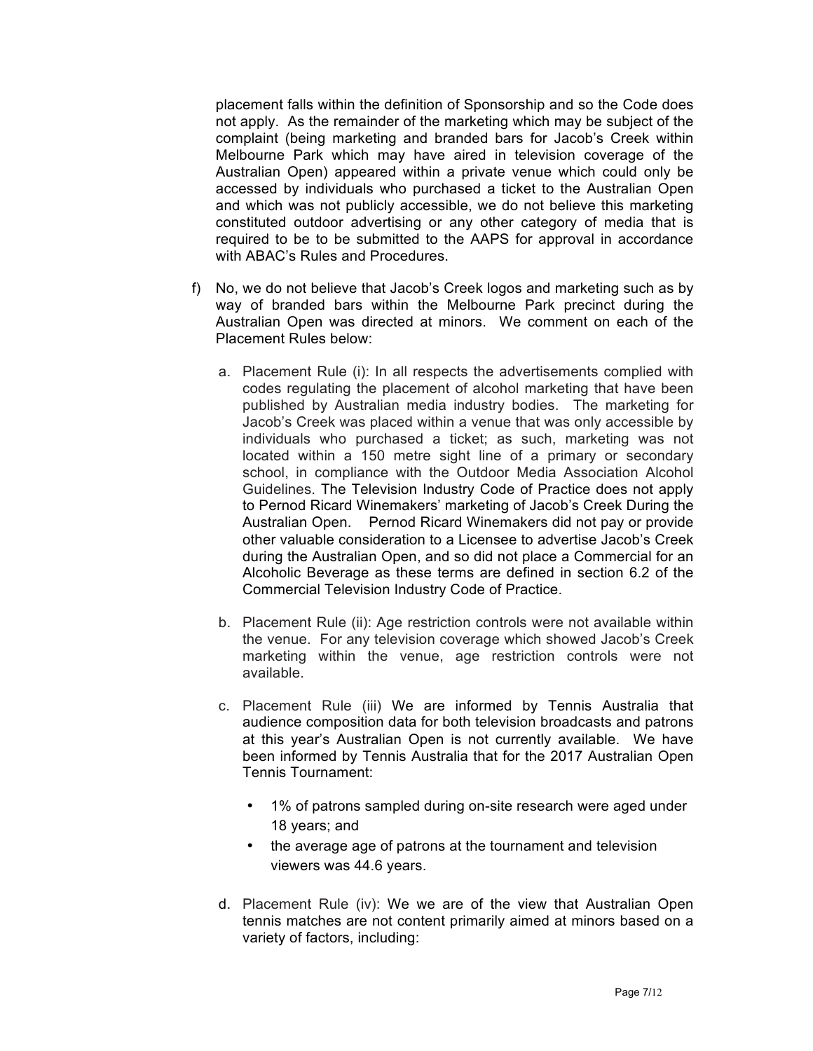placement falls within the definition of Sponsorship and so the Code does not apply. As the remainder of the marketing which may be subject of the complaint (being marketing and branded bars for Jacob's Creek within Melbourne Park which may have aired in television coverage of the Australian Open) appeared within a private venue which could only be accessed by individuals who purchased a ticket to the Australian Open and which was not publicly accessible, we do not believe this marketing constituted outdoor advertising or any other category of media that is required to be to be submitted to the AAPS for approval in accordance with ABAC's Rules and Procedures.

f) No, we do not believe that Jacob's Creek logos and marketing such as by way of branded bars within the Melbourne Park precinct during the Australian Open was directed at minors. We comment on each of the Placement Rules below:

   a. Placement Rule (i): In all respects the advertisements complied with codes regulating the placement of alcohol marketing that have been published by Australian media industry bodies. The marketing for Jacob's Creek was placed within a venue that was only accessible by individuals who purchased a ticket; as such, marketing was not located within a 150 metre sight line of a primary or secondary school, in compliance with the Outdoor Media Association Alcohol Guidelines. The Television Industry Code of Practice does not apply to Pernod Ricard Winemakers' marketing of Jacob's Creek During the Australian Open. Pernod Ricard Winemakers did not pay or provide other valuable consideration to a Licensee to advertise Jacob's Creek during the Australian Open, and so did not place a Commercial for an Alcoholic Beverage as these terms are defined in section 6.2 of the Commercial Television Industry Code of Practice.

   b. Placement Rule (ii): Age restriction controls were not available within the venue. For any television coverage which showed Jacob's Creek marketing within the venue, age restriction controls were not available.

   c. Placement Rule (iii) We are informed by Tennis Australia that audience composition data for both television broadcasts and patrons at this year's Australian Open is not currently available. We have been informed by Tennis Australia that for the 2017 Australian Open Tennis Tournament:

      - 1% of patrons sampled during on-site research were aged under 18 years; and
      - the average age of patrons at the tournament and television viewers was 44.6 years.

   d. Placement Rule (iv): We we are of the view that Australian Open tennis matches are not content primarily aimed at minors based on a variety of factors, including: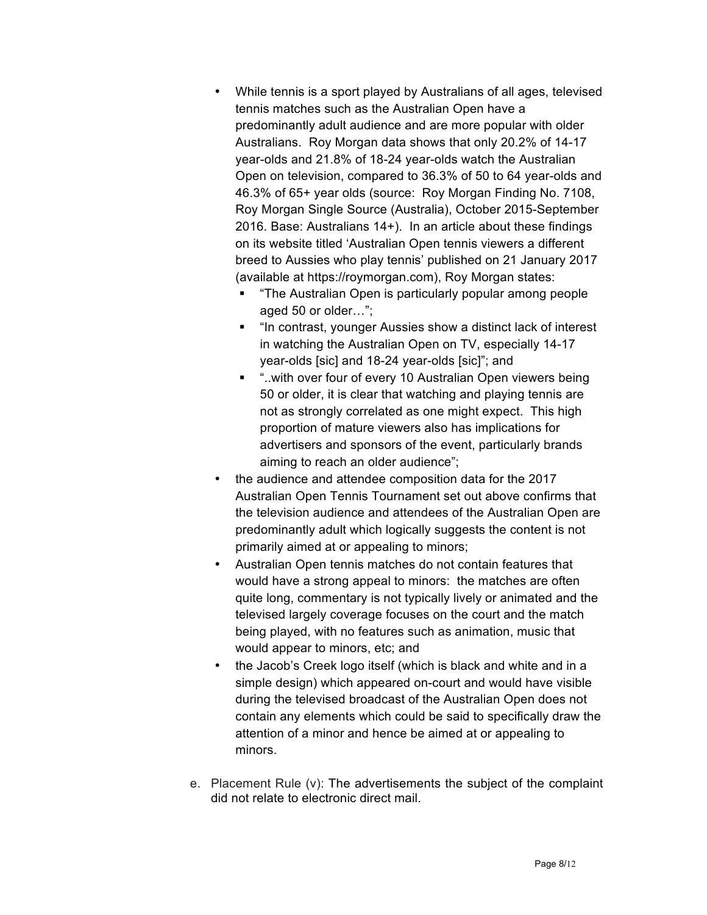- While tennis is a sport played by Australians of all ages, televised tennis matches such as the Australian Open have a predominantly adult audience and are more popular with older Australians. Roy Morgan data shows that only 20.2% of 14-17 year-olds and 21.8% of 18-24 year-olds watch the Australian Open on television, compared to 36.3% of 50 to 64 year-olds and 46.3% of 65+ year olds (source: Roy Morgan Finding No. 7108, Roy Morgan Single Source (Australia), October 2015-September 2016. Base: Australians 14+). In an article about these findings on its website titled 'Australian Open tennis viewers a different breed to Aussies who play tennis' published on 21 January 2017 (available at https://roymorgan.com), Roy Morgan states:
  - "The Australian Open is particularly popular among people aged 50 or older…";
  - "In contrast, younger Aussies show a distinct lack of interest in watching the Australian Open on TV, especially 14-17 year-olds [sic] and 18-24 year-olds [sic]"; and
  - "..with over four of every 10 Australian Open viewers being 50 or older, it is clear that watching and playing tennis are not as strongly correlated as one might expect. This high proportion of mature viewers also has implications for advertisers and sponsors of the event, particularly brands aiming to reach an older audience";
- the audience and attendee composition data for the 2017 Australian Open Tennis Tournament set out above confirms that the television audience and attendees of the Australian Open are predominantly adult which logically suggests the content is not primarily aimed at or appealing to minors;
- Australian Open tennis matches do not contain features that would have a strong appeal to minors: the matches are often quite long, commentary is not typically lively or animated and the televised largely coverage focuses on the court and the match being played, with no features such as animation, music that would appear to minors, etc; and
- the Jacob's Creek logo itself (which is black and white and in a simple design) which appeared on-court and would have visible during the televised broadcast of the Australian Open does not contain any elements which could be said to specifically draw the attention of a minor and hence be aimed at or appealing to minors.

e. Placement Rule (v): The advertisements the subject of the complaint did not relate to electronic direct mail.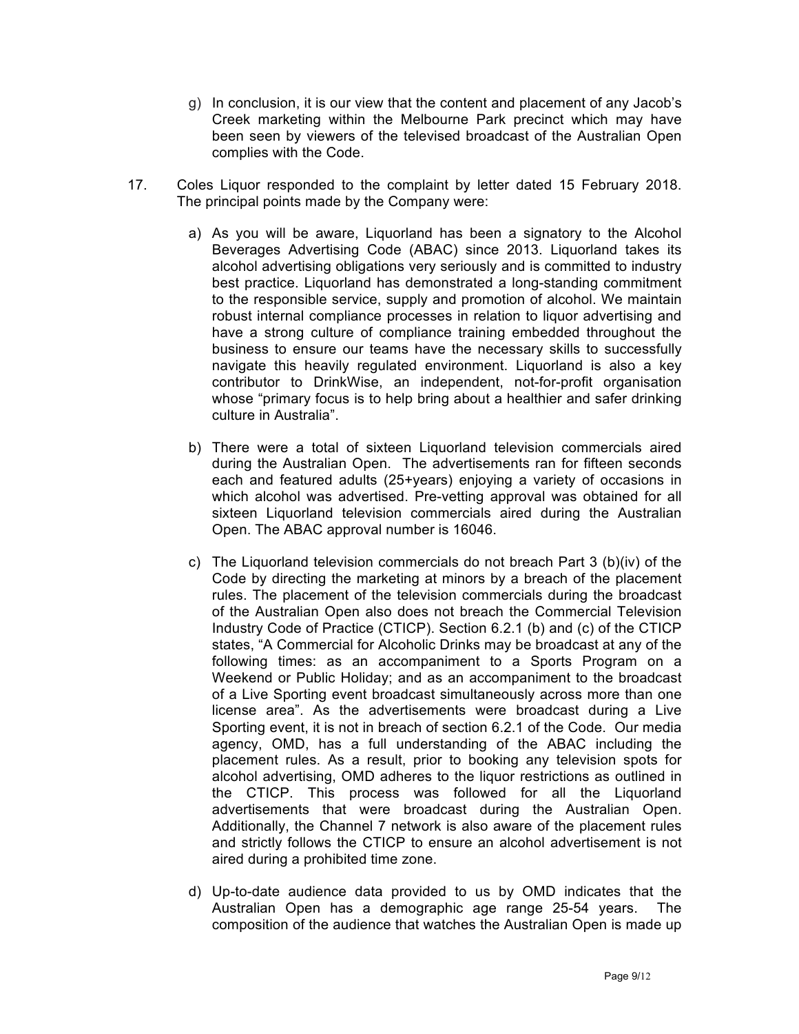g) In conclusion, it is our view that the content and placement of any Jacob's Creek marketing within the Melbourne Park precinct which may have been seen by viewers of the televised broadcast of the Australian Open complies with the Code.

17. Coles Liquor responded to the complaint by letter dated 15 February 2018. The principal points made by the Company were:

a) As you will be aware, Liquorland has been a signatory to the Alcohol Beverages Advertising Code (ABAC) since 2013. Liquorland takes its alcohol advertising obligations very seriously and is committed to industry best practice. Liquorland has demonstrated a long-standing commitment to the responsible service, supply and promotion of alcohol. We maintain robust internal compliance processes in relation to liquor advertising and have a strong culture of compliance training embedded throughout the business to ensure our teams have the necessary skills to successfully navigate this heavily regulated environment. Liquorland is also a key contributor to DrinkWise, an independent, not-for-profit organisation whose "primary focus is to help bring about a healthier and safer drinking culture in Australia".

b) There were a total of sixteen Liquorland television commercials aired during the Australian Open. The advertisements ran for fifteen seconds each and featured adults (25+years) enjoying a variety of occasions in which alcohol was advertised. Pre-vetting approval was obtained for all sixteen Liquorland television commercials aired during the Australian Open. The ABAC approval number is 16046.

c) The Liquorland television commercials do not breach Part 3 (b)(iv) of the Code by directing the marketing at minors by a breach of the placement rules. The placement of the television commercials during the broadcast of the Australian Open also does not breach the Commercial Television Industry Code of Practice (CTICP). Section 6.2.1 (b) and (c) of the CTICP states, "A Commercial for Alcoholic Drinks may be broadcast at any of the following times: as an accompaniment to a Sports Program on a Weekend or Public Holiday; and as an accompaniment to the broadcast of a Live Sporting event broadcast simultaneously across more than one license area". As the advertisements were broadcast during a Live Sporting event, it is not in breach of section 6.2.1 of the Code. Our media agency, OMD, has a full understanding of the ABAC including the placement rules. As a result, prior to booking any television spots for alcohol advertising, OMD adheres to the liquor restrictions as outlined in the CTICP. This process was followed for all the Liquorland advertisements that were broadcast during the Australian Open. Additionally, the Channel 7 network is also aware of the placement rules and strictly follows the CTICP to ensure an alcohol advertisement is not aired during a prohibited time zone.

d) Up-to-date audience data provided to us by OMD indicates that the Australian Open has a demographic age range 25-54 years. The composition of the audience that watches the Australian Open is made up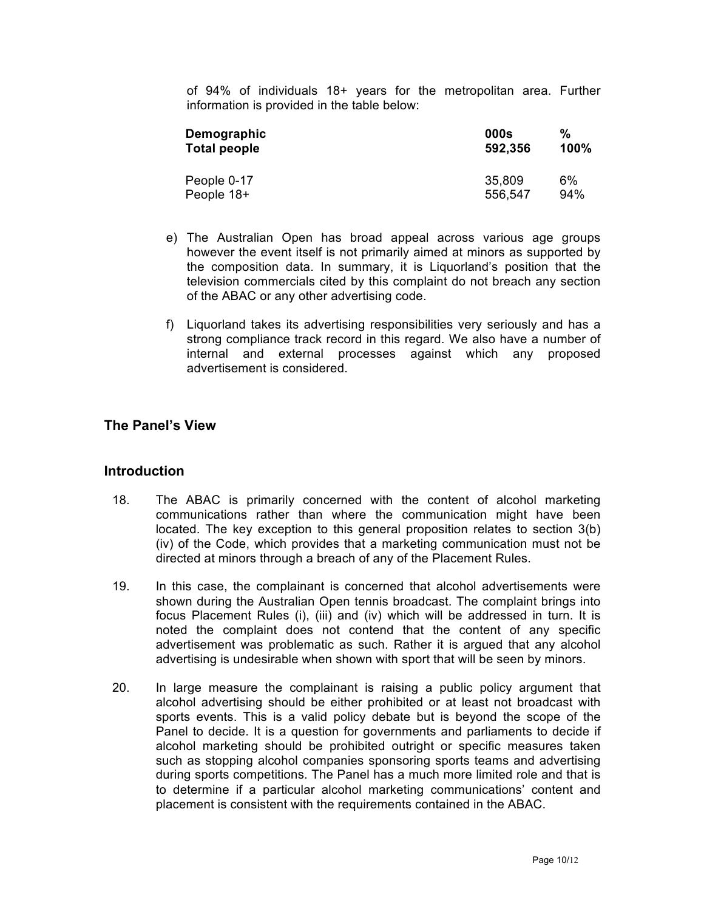of 94% of individuals 18+ years for the metropolitan area. Further information is provided in the table below:

| Demographic | 000s | % |
| --- | --- | --- |
| **Total people** | **592,356** | **100%** |
| People 0-17 | 35,809 | 6% |
| People 18+ | 556,547 | 94% |

e) The Australian Open has broad appeal across various age groups however the event itself is not primarily aimed at minors as supported by the composition data. In summary, it is Liquorland's position that the television commercials cited by this complaint do not breach any section of the ABAC or any other advertising code.

f) Liquorland takes its advertising responsibilities very seriously and has a strong compliance track record in this regard. We also have a number of internal and external processes against which any proposed advertisement is considered.

## The Panel's View

## Introduction

18. The ABAC is primarily concerned with the content of alcohol marketing communications rather than where the communication might have been located. The key exception to this general proposition relates to section 3(b)(iv) of the Code, which provides that a marketing communication must not be directed at minors through a breach of any of the Placement Rules.

19. In this case, the complainant is concerned that alcohol advertisements were shown during the Australian Open tennis broadcast. The complaint brings into focus Placement Rules (i), (iii) and (iv) which will be addressed in turn. It is noted the complaint does not contend that the content of any specific advertisement was problematic as such. Rather it is argued that any alcohol advertising is undesirable when shown with sport that will be seen by minors.

20. In large measure the complainant is raising a public policy argument that alcohol advertising should be either prohibited or at least not broadcast with sports events. This is a valid policy debate but is beyond the scope of the Panel to decide. It is a question for governments and parliaments to decide if alcohol marketing should be prohibited outright or specific measures taken such as stopping alcohol companies sponsoring sports teams and advertising during sports competitions. The Panel has a much more limited role and that is to determine if a particular alcohol marketing communications' content and placement is consistent with the requirements contained in the ABAC.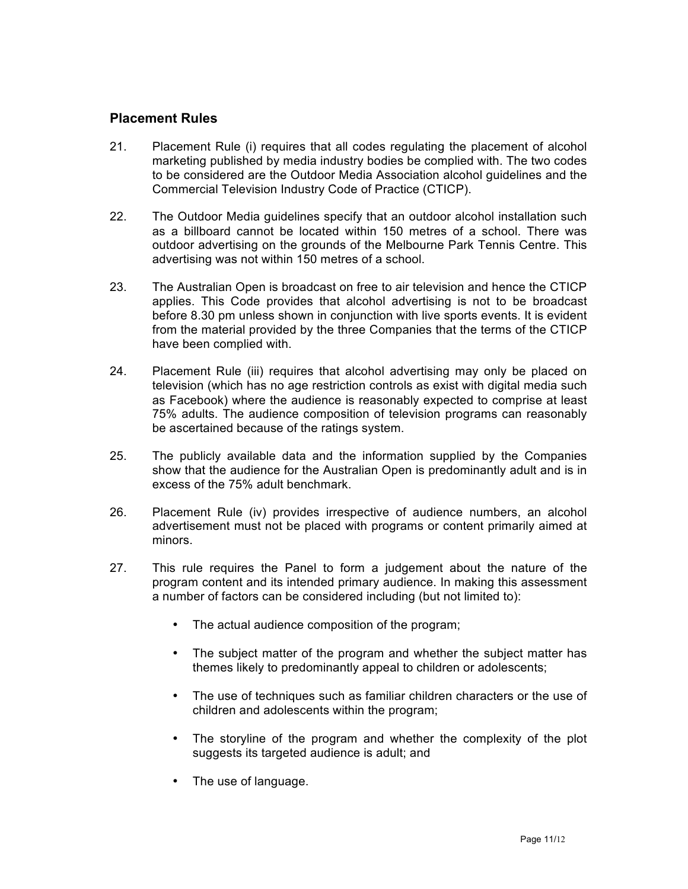## Placement Rules

21. Placement Rule (i) requires that all codes regulating the placement of alcohol marketing published by media industry bodies be complied with. The two codes to be considered are the Outdoor Media Association alcohol guidelines and the Commercial Television Industry Code of Practice (CTICP).

22. The Outdoor Media guidelines specify that an outdoor alcohol installation such as a billboard cannot be located within 150 metres of a school. There was outdoor advertising on the grounds of the Melbourne Park Tennis Centre. This advertising was not within 150 metres of a school.

23. The Australian Open is broadcast on free to air television and hence the CTICP applies. This Code provides that alcohol advertising is not to be broadcast before 8.30 pm unless shown in conjunction with live sports events. It is evident from the material provided by the three Companies that the terms of the CTICP have been complied with.

24. Placement Rule (iii) requires that alcohol advertising may only be placed on television (which has no age restriction controls as exist with digital media such as Facebook) where the audience is reasonably expected to comprise at least 75% adults. The audience composition of television programs can reasonably be ascertained because of the ratings system.

25. The publicly available data and the information supplied by the Companies show that the audience for the Australian Open is predominantly adult and is in excess of the 75% adult benchmark.

26. Placement Rule (iv) provides irrespective of audience numbers, an alcohol advertisement must not be placed with programs or content primarily aimed at minors.

27. This rule requires the Panel to form a judgement about the nature of the program content and its intended primary audience. In making this assessment a number of factors can be considered including (but not limited to):

    - The actual audience composition of the program;
    - The subject matter of the program and whether the subject matter has themes likely to predominantly appeal to children or adolescents;
    - The use of techniques such as familiar children characters or the use of children and adolescents within the program;
    - The storyline of the program and whether the complexity of the plot suggests its targeted audience is adult; and
    - The use of language.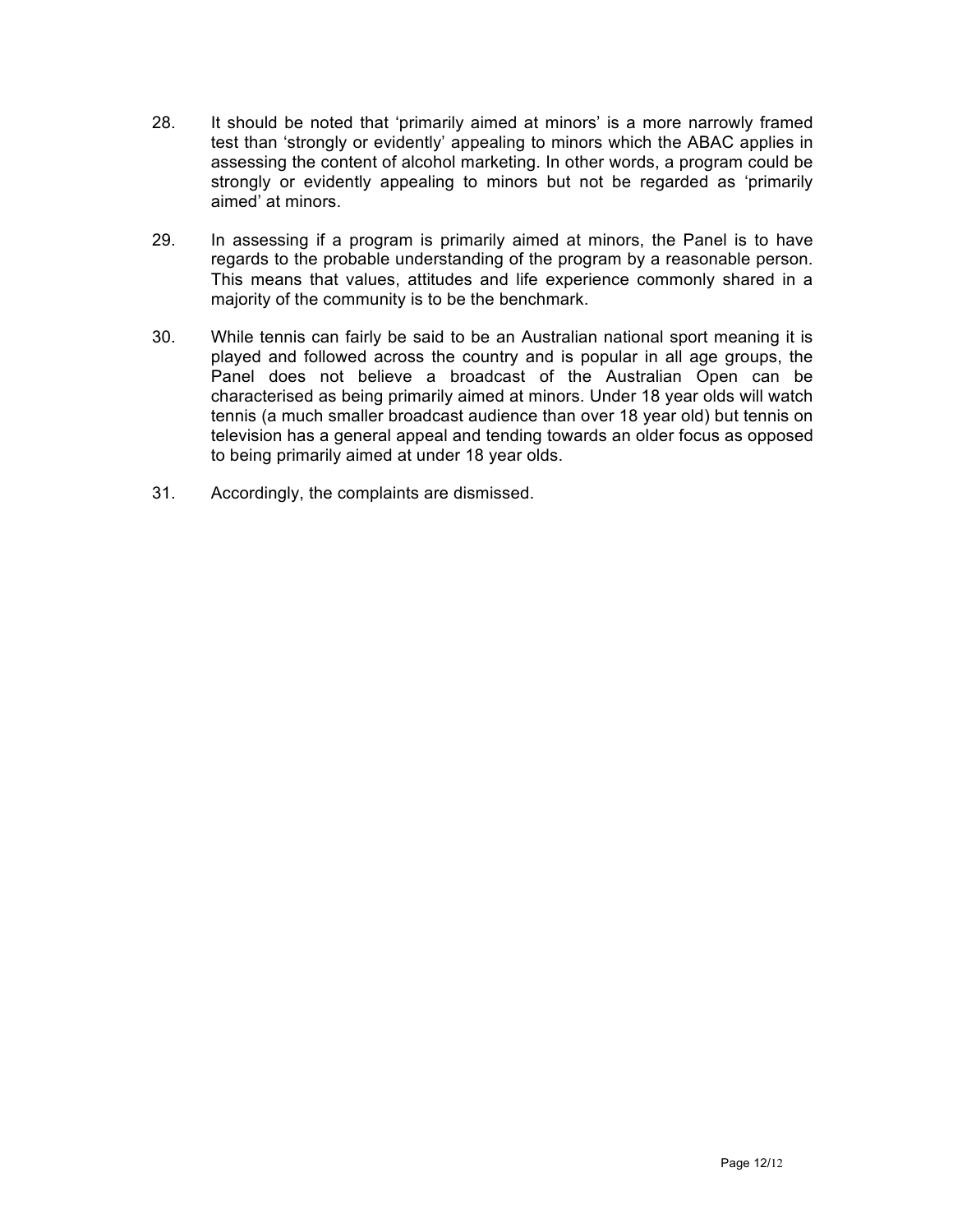28. It should be noted that 'primarily aimed at minors' is a more narrowly framed test than 'strongly or evidently' appealing to minors which the ABAC applies in assessing the content of alcohol marketing. In other words, a program could be strongly or evidently appealing to minors but not be regarded as 'primarily aimed' at minors.

29. In assessing if a program is primarily aimed at minors, the Panel is to have regards to the probable understanding of the program by a reasonable person. This means that values, attitudes and life experience commonly shared in a majority of the community is to be the benchmark.

30. While tennis can fairly be said to be an Australian national sport meaning it is played and followed across the country and is popular in all age groups, the Panel does not believe a broadcast of the Australian Open can be characterised as being primarily aimed at minors. Under 18 year olds will watch tennis (a much smaller broadcast audience than over 18 year old) but tennis on television has a general appeal and tending towards an older focus as opposed to being primarily aimed at under 18 year olds.

31. Accordingly, the complaints are dismissed.